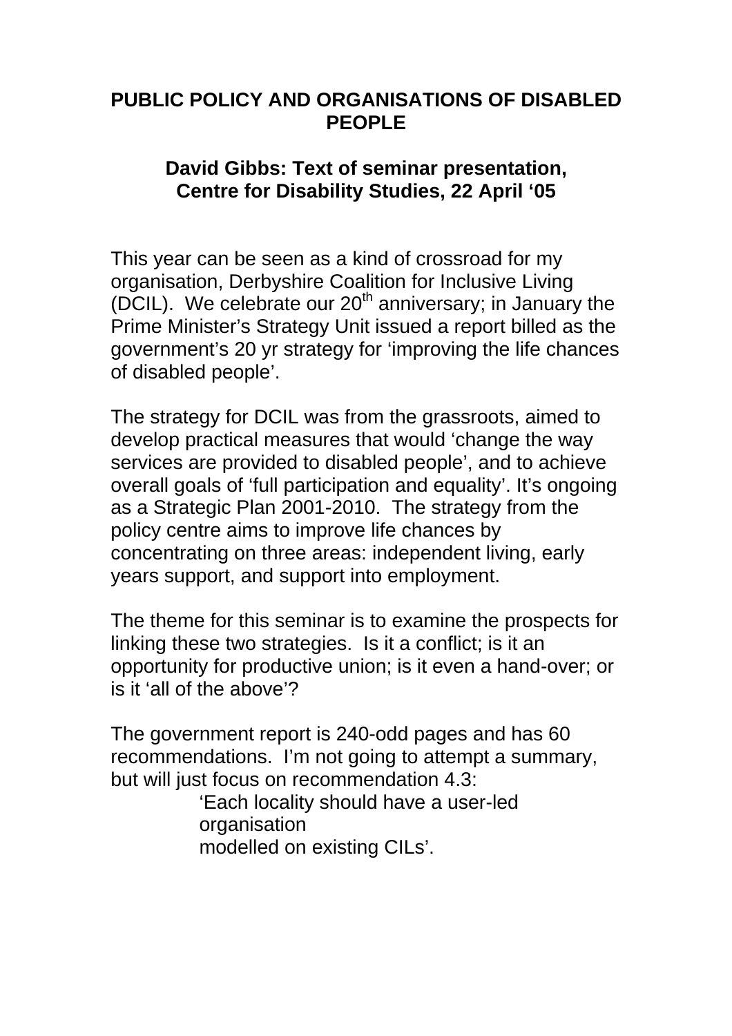# PUBLIC POLICY AND ORGANISATIONS OF DISABLED PEOPLE

## David Gibbs: Text of seminar presentation, Centre for Disability Studies, 22 April '05

This year can be seen as a kind of crossroad for my organisation, Derbyshire Coalition for Inclusive Living (DCIL). We celebrate our 20th anniversary; in January the Prime Minister's Strategy Unit issued a report billed as the government's 20 yr strategy for 'improving the life chances of disabled people'.

The strategy for DCIL was from the grassroots, aimed to develop practical measures that would 'change the way services are provided to disabled people', and to achieve overall goals of 'full participation and equality'. It's ongoing as a Strategic Plan 2001-2010. The strategy from the policy centre aims to improve life chances by concentrating on three areas: independent living, early years support, and support into employment.

The theme for this seminar is to examine the prospects for linking these two strategies. Is it a conflict; is it an opportunity for productive union; is it even a hand-over; or is it 'all of the above'?

The government report is 240-odd pages and has 60 recommendations. I'm not going to attempt a summary, but will just focus on recommendation 4.3:

> 'Each locality should have a user-led organisation
> modelled on existing CILs'.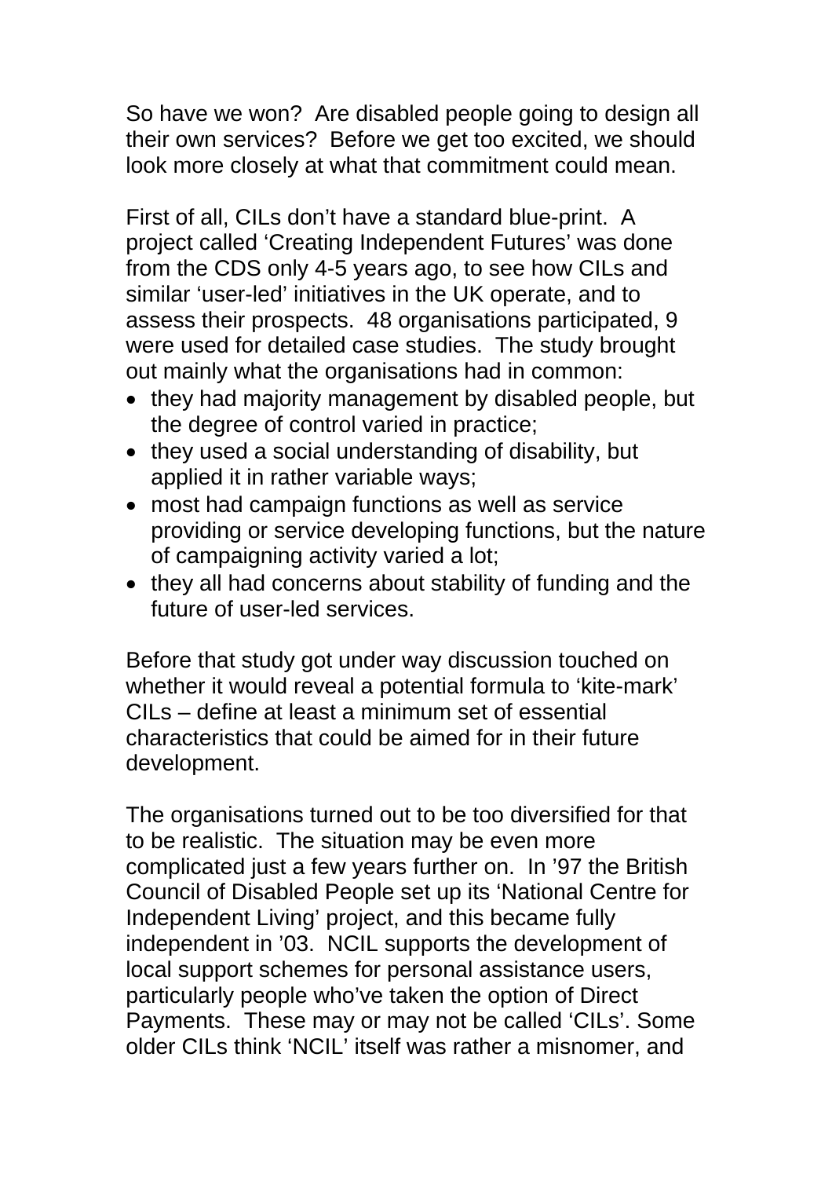So have we won? Are disabled people going to design all their own services? Before we get too excited, we should look more closely at what that commitment could mean.

First of all, CILs don't have a standard blue-print. A project called 'Creating Independent Futures' was done from the CDS only 4-5 years ago, to see how CILs and similar 'user-led' initiatives in the UK operate, and to assess their prospects. 48 organisations participated, 9 were used for detailed case studies. The study brought out mainly what the organisations had in common:

- they had majority management by disabled people, but the degree of control varied in practice;
- they used a social understanding of disability, but applied it in rather variable ways;
- most had campaign functions as well as service providing or service developing functions, but the nature of campaigning activity varied a lot;
- they all had concerns about stability of funding and the future of user-led services.

Before that study got under way discussion touched on whether it would reveal a potential formula to 'kite-mark' CILs – define at least a minimum set of essential characteristics that could be aimed for in their future development.

The organisations turned out to be too diversified for that to be realistic. The situation may be even more complicated just a few years further on. In '97 the British Council of Disabled People set up its 'National Centre for Independent Living' project, and this became fully independent in '03. NCIL supports the development of local support schemes for personal assistance users, particularly people who've taken the option of Direct Payments. These may or may not be called 'CILs'. Some older CILs think 'NCIL' itself was rather a misnomer, and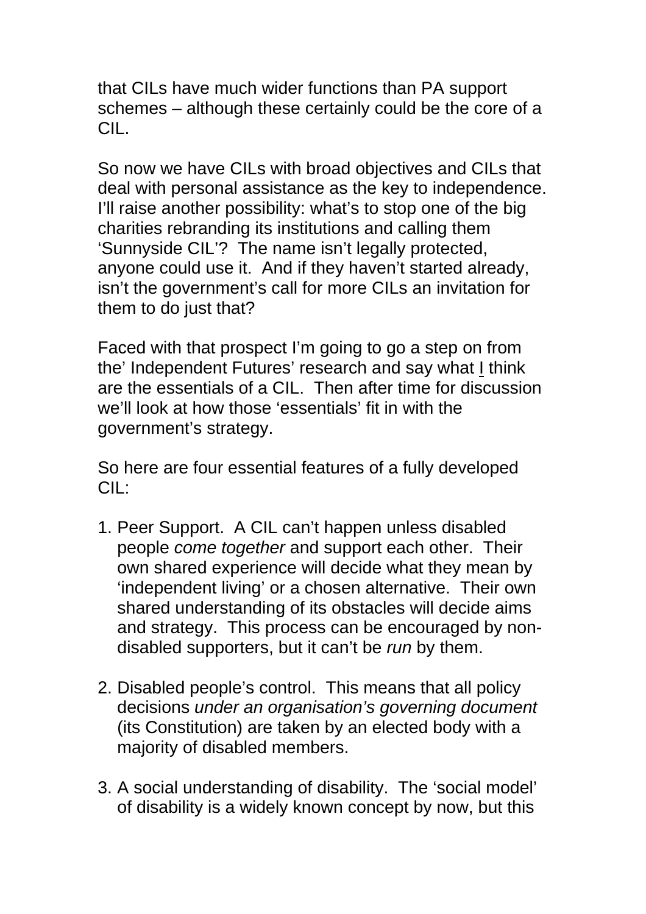that CILs have much wider functions than PA support schemes – although these certainly could be the core of a CIL.

So now we have CILs with broad objectives and CILs that deal with personal assistance as the key to independence. I'll raise another possibility: what's to stop one of the big charities rebranding its institutions and calling them 'Sunnyside CIL'? The name isn't legally protected, anyone could use it. And if they haven't started already, isn't the government's call for more CILs an invitation for them to do just that?

Faced with that prospect I'm going to go a step on from the' Independent Futures' research and say what <u>I</u> think are the essentials of a CIL. Then after time for discussion we'll look at how those 'essentials' fit in with the government's strategy.

So here are four essential features of a fully developed CIL:

1. Peer Support. A CIL can't happen unless disabled people *come together* and support each other. Their own shared experience will decide what they mean by 'independent living' or a chosen alternative. Their own shared understanding of its obstacles will decide aims and strategy. This process can be encouraged by non-disabled supporters, but it can't be *run* by them.

2. Disabled people's control. This means that all policy decisions *under an organisation's governing document* (its Constitution) are taken by an elected body with a majority of disabled members.

3. A social understanding of disability. The 'social model' of disability is a widely known concept by now, but this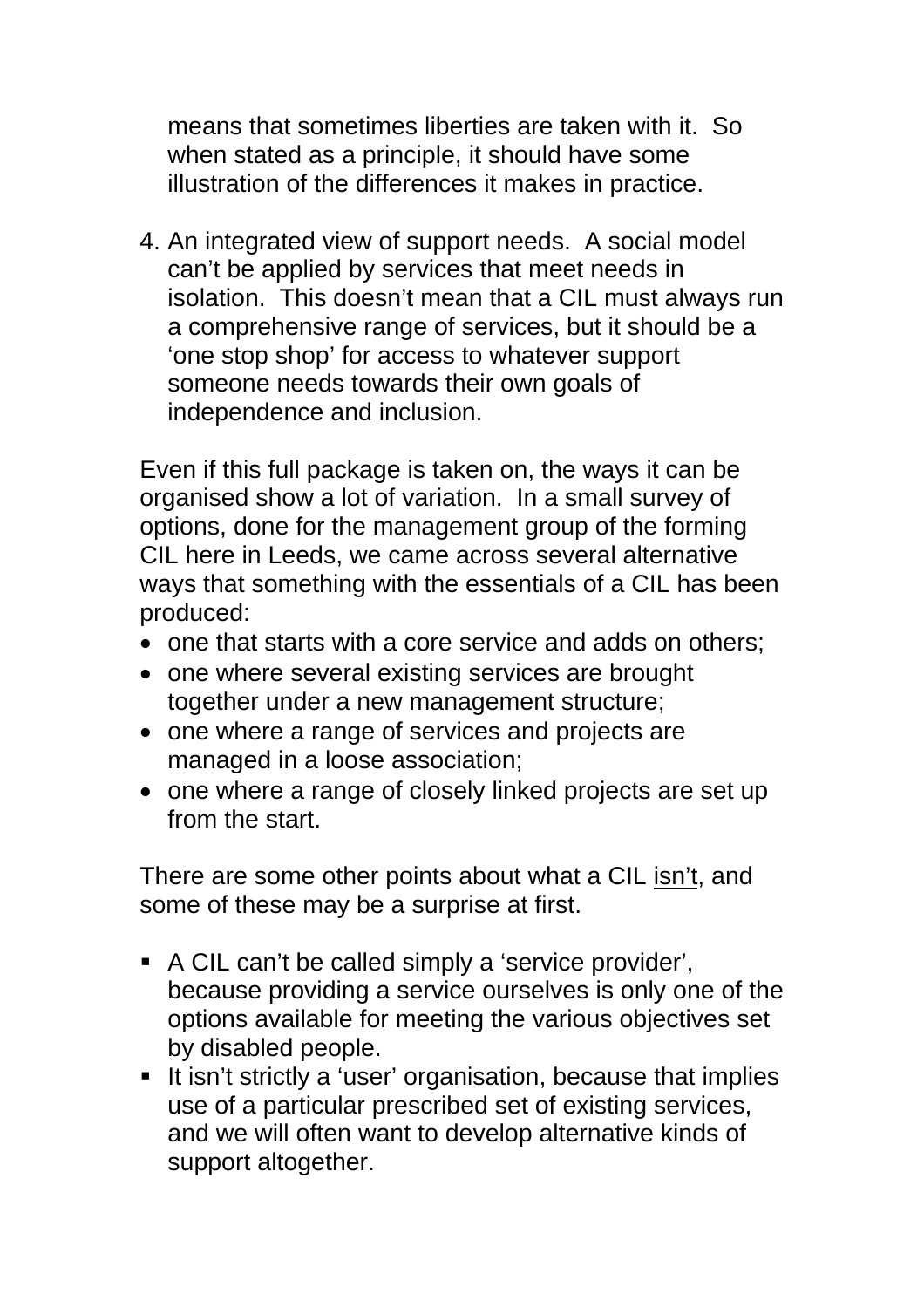means that sometimes liberties are taken with it. So when stated as a principle, it should have some illustration of the differences it makes in practice.

4. An integrated view of support needs. A social model can't be applied by services that meet needs in isolation. This doesn't mean that a CIL must always run a comprehensive range of services, but it should be a 'one stop shop' for access to whatever support someone needs towards their own goals of independence and inclusion.

Even if this full package is taken on, the ways it can be organised show a lot of variation. In a small survey of options, done for the management group of the forming CIL here in Leeds, we came across several alternative ways that something with the essentials of a CIL has been produced:

- one that starts with a core service and adds on others;
- one where several existing services are brought together under a new management structure;
- one where a range of services and projects are managed in a loose association;
- one where a range of closely linked projects are set up from the start.

There are some other points about what a CIL <u>isn't</u>, and some of these may be a surprise at first.

- A CIL can't be called simply a 'service provider', because providing a service ourselves is only one of the options available for meeting the various objectives set by disabled people.
- It isn't strictly a 'user' organisation, because that implies use of a particular prescribed set of existing services, and we will often want to develop alternative kinds of support altogether.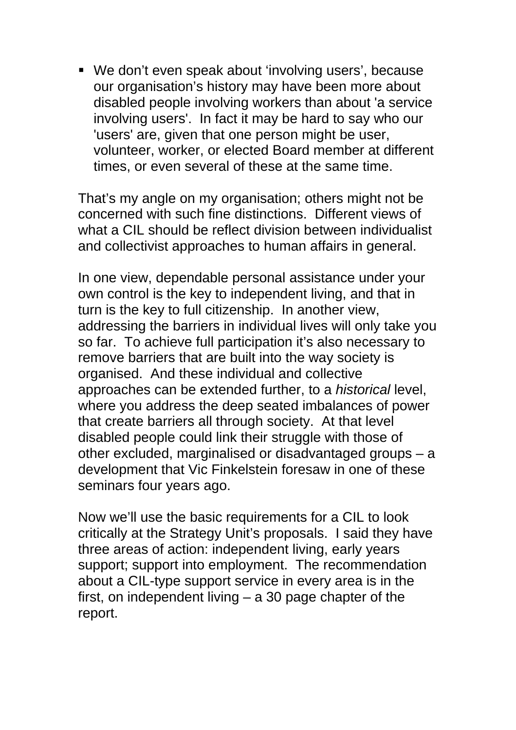- We don't even speak about 'involving users', because our organisation's history may have been more about disabled people involving workers than about 'a service involving users'.  In fact it may be hard to say who our 'users' are, given that one person might be user, volunteer, worker, or elected Board member at different times, or even several of these at the same time.

That's my angle on my organisation; others might not be concerned with such fine distinctions.  Different views of what a CIL should be reflect division between individualist and collectivist approaches to human affairs in general.

In one view, dependable personal assistance under your own control is the key to independent living, and that in turn is the key to full citizenship.  In another view, addressing the barriers in individual lives will only take you so far.  To achieve full participation it's also necessary to remove barriers that are built into the way society is organised.  And these individual and collective approaches can be extended further, to a *historical* level, where you address the deep seated imbalances of power that create barriers all through society.  At that level disabled people could link their struggle with those of other excluded, marginalised or disadvantaged groups – a development that Vic Finkelstein foresaw in one of these seminars four years ago.

Now we'll use the basic requirements for a CIL to look critically at the Strategy Unit's proposals.  I said they have three areas of action: independent living, early years support; support into employment.  The recommendation about a CIL-type support service in every area is in the first, on independent living – a 30 page chapter of the report.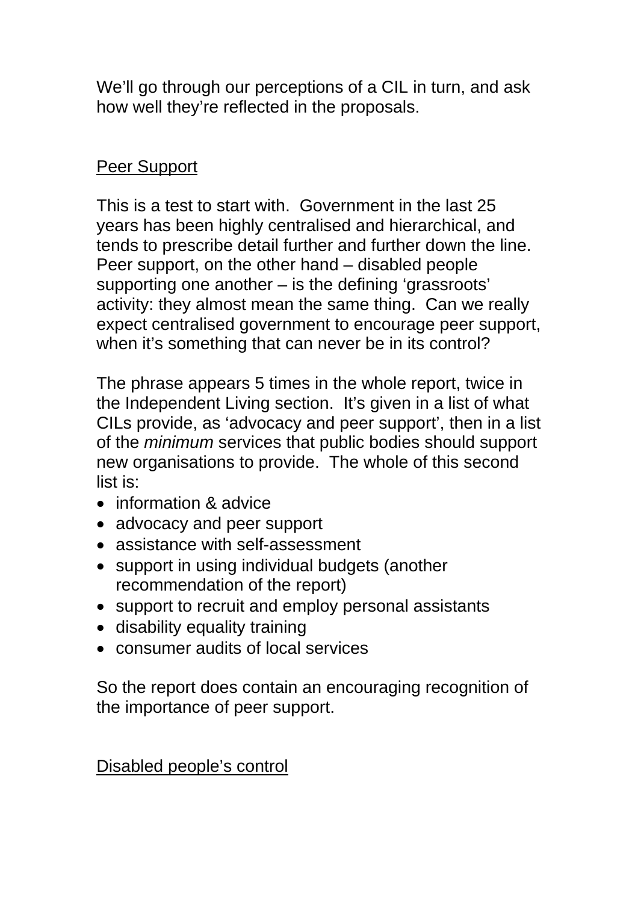We'll go through our perceptions of a CIL in turn, and ask how well they're reflected in the proposals.

## Peer Support

This is a test to start with. Government in the last 25 years has been highly centralised and hierarchical, and tends to prescribe detail further and further down the line. Peer support, on the other hand – disabled people supporting one another – is the defining 'grassroots' activity: they almost mean the same thing. Can we really expect centralised government to encourage peer support, when it's something that can never be in its control?

The phrase appears 5 times in the whole report, twice in the Independent Living section. It's given in a list of what CILs provide, as 'advocacy and peer support', then in a list of the *minimum* services that public bodies should support new organisations to provide. The whole of this second list is:

- information & advice
- advocacy and peer support
- assistance with self-assessment
- support in using individual budgets (another recommendation of the report)
- support to recruit and employ personal assistants
- disability equality training
- consumer audits of local services

So the report does contain an encouraging recognition of the importance of peer support.

## Disabled people's control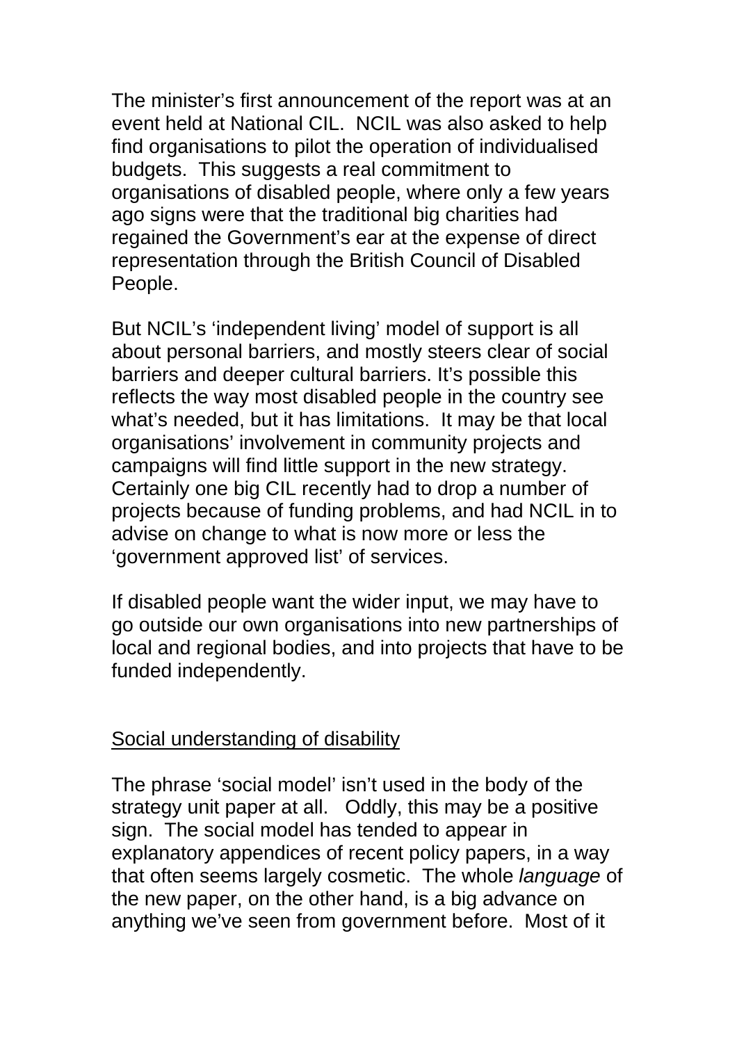The minister's first announcement of the report was at an event held at National CIL. NCIL was also asked to help find organisations to pilot the operation of individualised budgets. This suggests a real commitment to organisations of disabled people, where only a few years ago signs were that the traditional big charities had regained the Government's ear at the expense of direct representation through the British Council of Disabled People.

But NCIL's 'independent living' model of support is all about personal barriers, and mostly steers clear of social barriers and deeper cultural barriers. It's possible this reflects the way most disabled people in the country see what's needed, but it has limitations. It may be that local organisations' involvement in community projects and campaigns will find little support in the new strategy. Certainly one big CIL recently had to drop a number of projects because of funding problems, and had NCIL in to advise on change to what is now more or less the 'government approved list' of services.

If disabled people want the wider input, we may have to go outside our own organisations into new partnerships of local and regional bodies, and into projects that have to be funded independently.

## Social understanding of disability

The phrase 'social model' isn't used in the body of the strategy unit paper at all. Oddly, this may be a positive sign. The social model has tended to appear in explanatory appendices of recent policy papers, in a way that often seems largely cosmetic. The whole *language* of the new paper, on the other hand, is a big advance on anything we've seen from government before. Most of it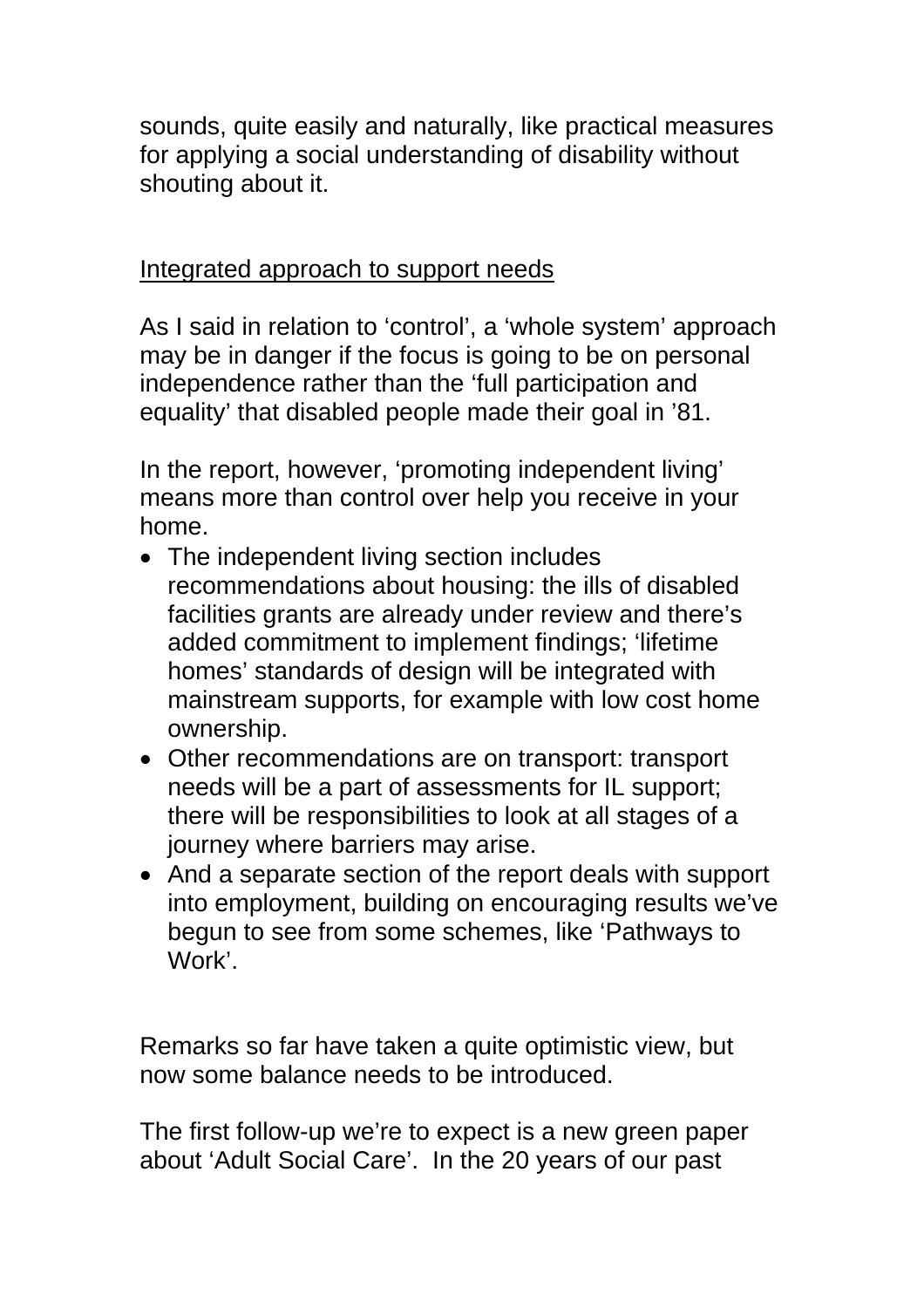sounds, quite easily and naturally, like practical measures for applying a social understanding of disability without shouting about it.

<u>Integrated approach to support needs</u>

As I said in relation to 'control', a 'whole system' approach may be in danger if the focus is going to be on personal independence rather than the 'full participation and equality' that disabled people made their goal in '81.

In the report, however, 'promoting independent living' means more than control over help you receive in your home.

- The independent living section includes recommendations about housing: the ills of disabled facilities grants are already under review and there's added commitment to implement findings; 'lifetime homes' standards of design will be integrated with mainstream supports, for example with low cost home ownership.
- Other recommendations are on transport: transport needs will be a part of assessments for IL support; there will be responsibilities to look at all stages of a journey where barriers may arise.
- And a separate section of the report deals with support into employment, building on encouraging results we've begun to see from some schemes, like 'Pathways to Work'.

Remarks so far have taken a quite optimistic view, but now some balance needs to be introduced.

The first follow-up we're to expect is a new green paper about 'Adult Social Care'. In the 20 years of our past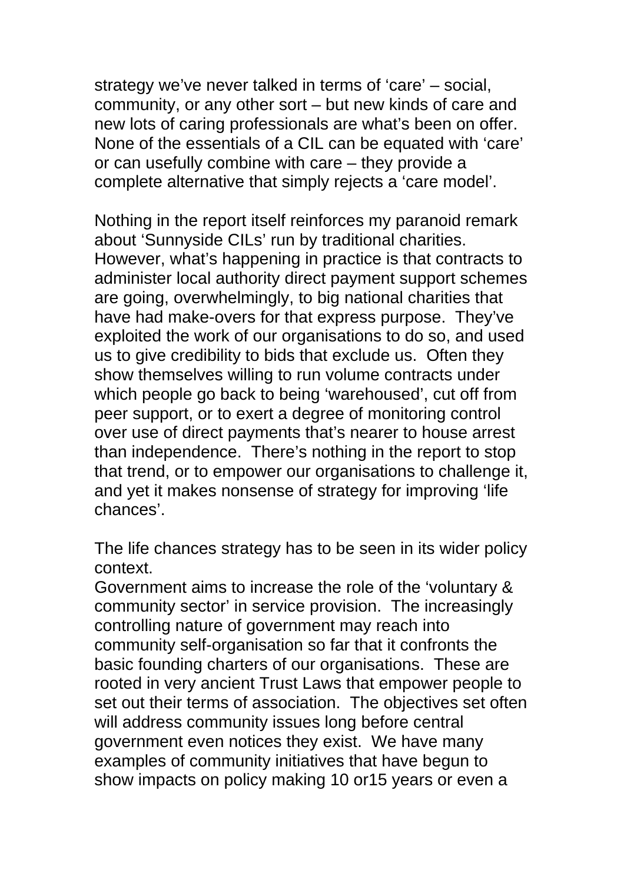strategy we've never talked in terms of 'care' – social, community, or any other sort – but new kinds of care and new lots of caring professionals are what's been on offer. None of the essentials of a CIL can be equated with 'care' or can usefully combine with care – they provide a complete alternative that simply rejects a 'care model'.

Nothing in the report itself reinforces my paranoid remark about 'Sunnyside CILs' run by traditional charities. However, what's happening in practice is that contracts to administer local authority direct payment support schemes are going, overwhelmingly, to big national charities that have had make-overs for that express purpose. They've exploited the work of our organisations to do so, and used us to give credibility to bids that exclude us. Often they show themselves willing to run volume contracts under which people go back to being 'warehoused', cut off from peer support, or to exert a degree of monitoring control over use of direct payments that's nearer to house arrest than independence. There's nothing in the report to stop that trend, or to empower our organisations to challenge it, and yet it makes nonsense of strategy for improving 'life chances'.

The life chances strategy has to be seen in its wider policy context.

Government aims to increase the role of the 'voluntary & community sector' in service provision. The increasingly controlling nature of government may reach into community self-organisation so far that it confronts the basic founding charters of our organisations. These are rooted in very ancient Trust Laws that empower people to set out their terms of association. The objectives set often will address community issues long before central government even notices they exist. We have many examples of community initiatives that have begun to show impacts on policy making 10 or15 years or even a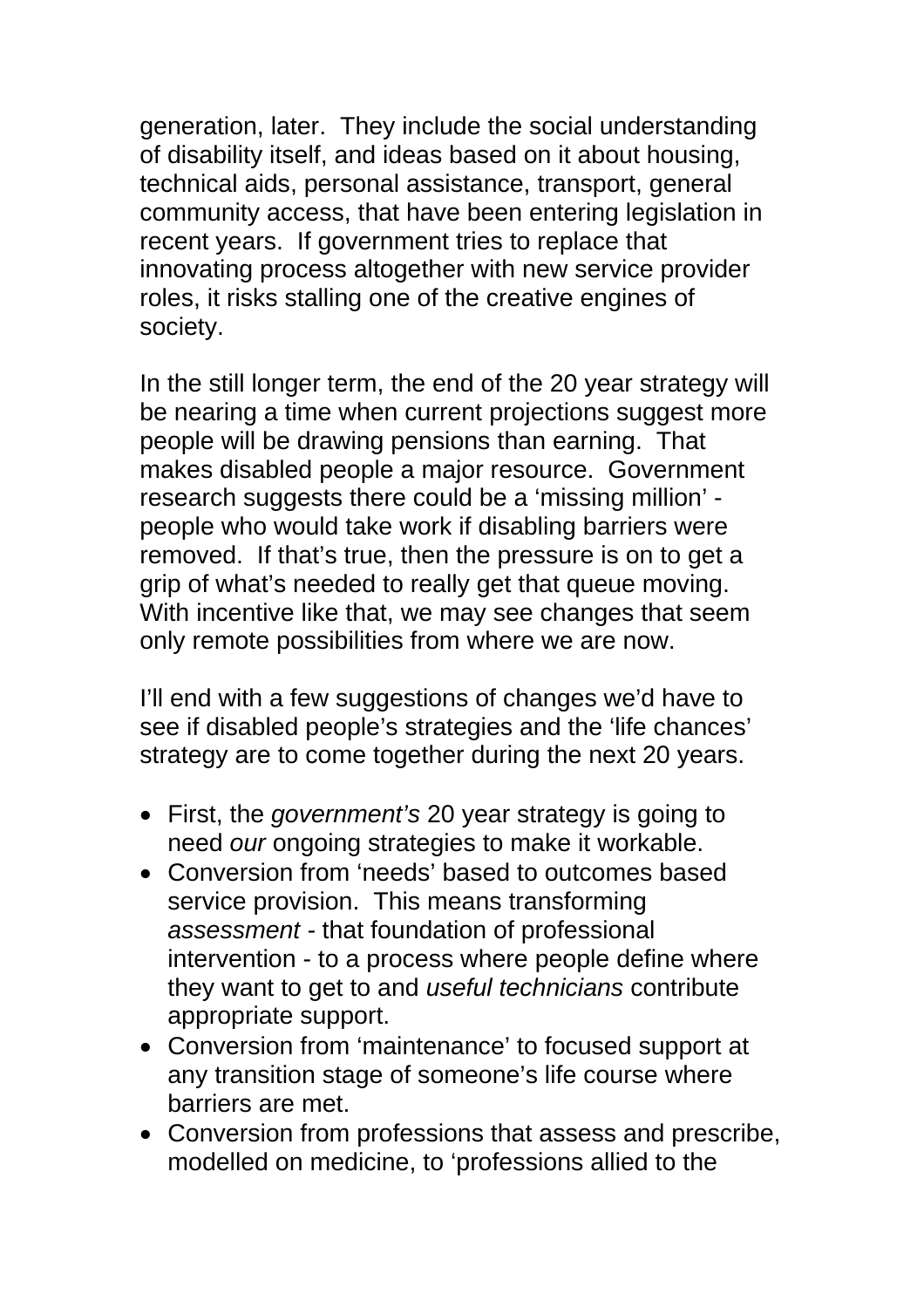generation, later. They include the social understanding of disability itself, and ideas based on it about housing, technical aids, personal assistance, transport, general community access, that have been entering legislation in recent years. If government tries to replace that innovating process altogether with new service provider roles, it risks stalling one of the creative engines of society.

In the still longer term, the end of the 20 year strategy will be nearing a time when current projections suggest more people will be drawing pensions than earning. That makes disabled people a major resource. Government research suggests there could be a 'missing million' - people who would take work if disabling barriers were removed. If that's true, then the pressure is on to get a grip of what's needed to really get that queue moving. With incentive like that, we may see changes that seem only remote possibilities from where we are now.

I'll end with a few suggestions of changes we'd have to see if disabled people's strategies and the 'life chances' strategy are to come together during the next 20 years.

- First, the *government's* 20 year strategy is going to need *our* ongoing strategies to make it workable.
- Conversion from 'needs' based to outcomes based service provision. This means transforming *assessment* - that foundation of professional intervention - to a process where people define where they want to get to and *useful technicians* contribute appropriate support.
- Conversion from 'maintenance' to focused support at any transition stage of someone's life course where barriers are met.
- Conversion from professions that assess and prescribe, modelled on medicine, to 'professions allied to the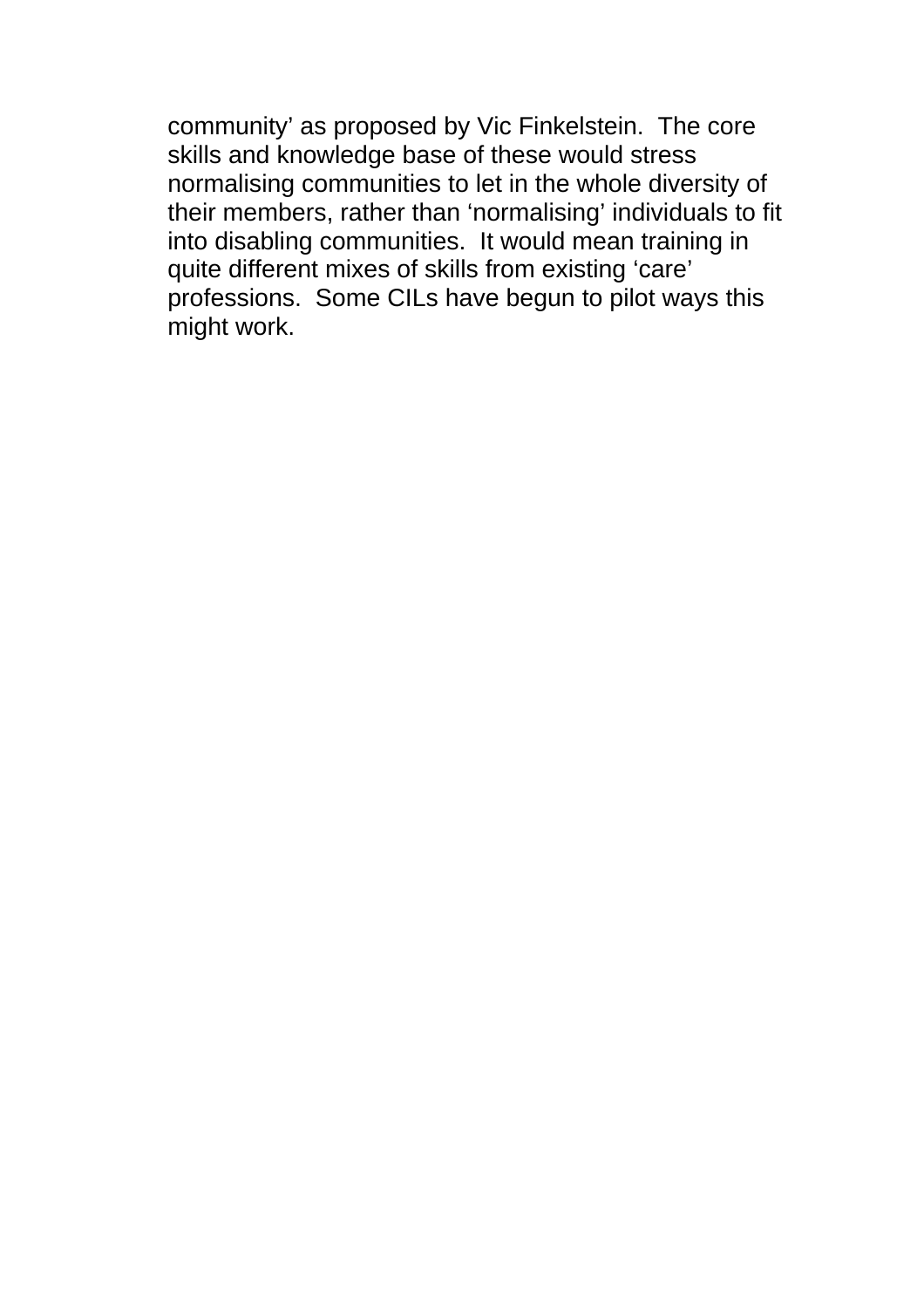community' as proposed by Vic Finkelstein. The core skills and knowledge base of these would stress normalising communities to let in the whole diversity of their members, rather than 'normalising' individuals to fit into disabling communities. It would mean training in quite different mixes of skills from existing 'care' professions. Some CILs have begun to pilot ways this might work.